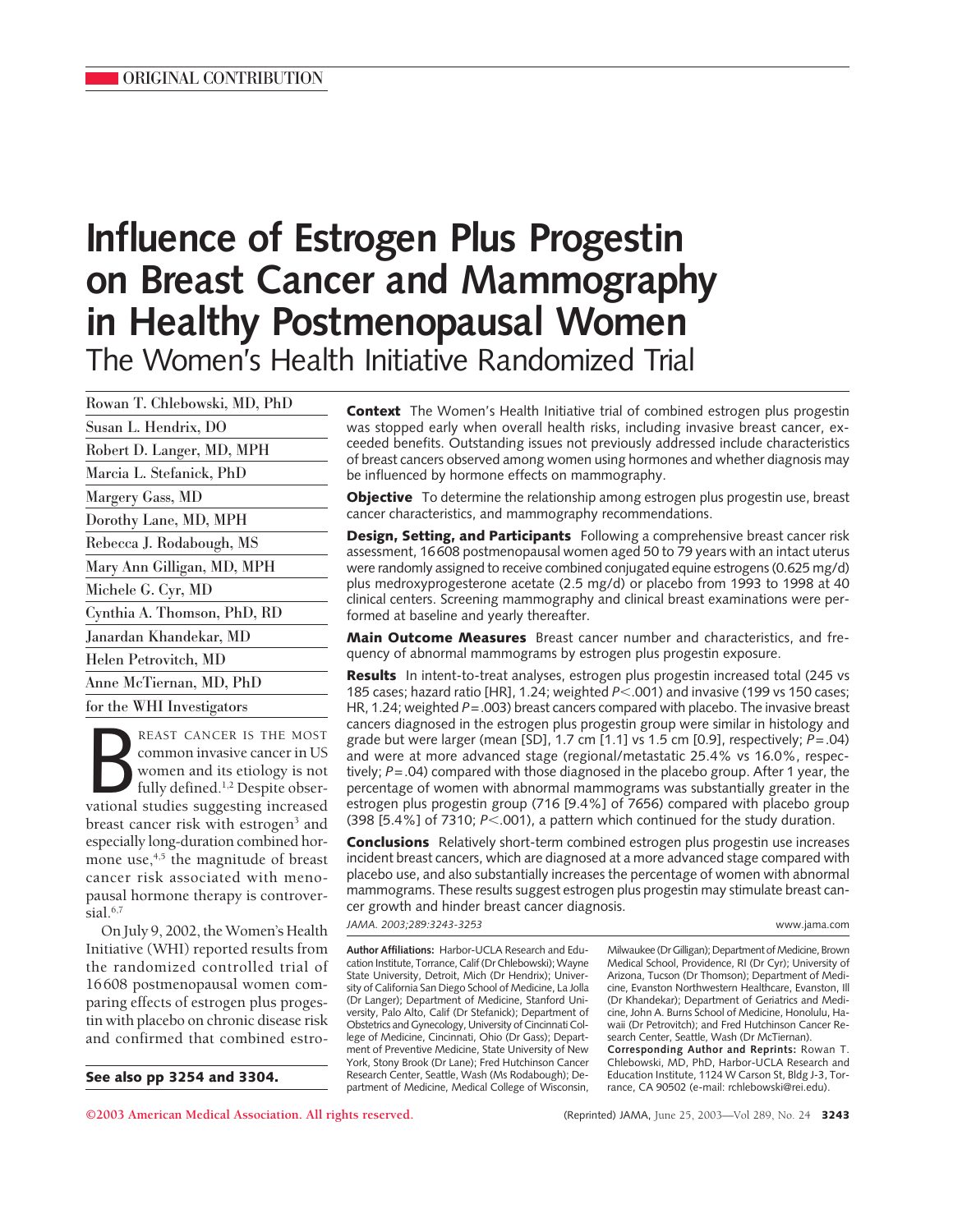ORIGINAL CONTRIBUTION

# Influence of Estrogen Plus Progestin on Breast Cancer and Mammography in Healthy Postmenopausal Women

## The Women's Health Initiative Randomized Trial

Rowan T. Chlebowski, MD, PhD
Susan L. Hendrix, DO
Robert D. Langer, MD, MPH
Marcia L. Stefanick, PhD
Margery Gass, MD
Dorothy Lane, MD, MPH
Rebecca J. Rodabough, MS
Mary Ann Gilligan, MD, MPH
Michele G. Cyr, MD
Cynthia A. Thomson, PhD, RD
Janardan Khandekar, MD
Helen Petrovitch, MD
Anne McTiernan, MD, PhD
for the WHI Investigators

**Context** The Women's Health Initiative trial of combined estrogen plus progestin was stopped early when overall health risks, including invasive breast cancer, exceeded benefits. Outstanding issues not previously addressed include characteristics of breast cancers observed among women using hormones and whether diagnosis may be influenced by hormone effects on mammography.

**Objective** To determine the relationship among estrogen plus progestin use, breast cancer characteristics, and mammography recommendations.

**Design, Setting, and Participants** Following a comprehensive breast cancer risk assessment, 16608 postmenopausal women aged 50 to 79 years with an intact uterus were randomly assigned to receive combined conjugated equine estrogens (0.625 mg/d) plus medroxyprogesterone acetate (2.5 mg/d) or placebo from 1993 to 1998 at 40 clinical centers. Screening mammography and clinical breast examinations were performed at baseline and yearly thereafter.

**Main Outcome Measures** Breast cancer number and characteristics, and frequency of abnormal mammograms by estrogen plus progestin exposure.

**Results** In intent-to-treat analyses, estrogen plus progestin increased total (245 vs 185 cases; hazard ratio [HR], 1.24; weighted $P<.001$) and invasive (199 vs 150 cases; HR, 1.24; weighted $P=.003$) breast cancers compared with placebo. The invasive breast cancers diagnosed in the estrogen plus progestin group were similar in histology and grade but were larger (mean [SD], 1.7 cm [1.1] vs 1.5 cm [0.9], respectively; $P=.04$) and were at more advanced stage (regional/metastatic 25.4% vs 16.0%, respectively; $P=.04$) compared with those diagnosed in the placebo group. After 1 year, the percentage of women with abnormal mammograms was substantially greater in the estrogen plus progestin group (716 [9.4%] of 7656) compared with placebo group (398 [5.4%] of 7310; $P<.001$), a pattern which continued for the study duration.

**Conclusions** Relatively short-term combined estrogen plus progestin use increases incident breast cancers, which are diagnosed at a more advanced stage compared with placebo use, and also substantially increases the percentage of women with abnormal mammograms. These results suggest estrogen plus progestin may stimulate breast cancer growth and hinder breast cancer diagnosis.

*JAMA. 2003;289:3243-3253* www.jama.com

Breast cancer is the most common invasive cancer in US women and its etiology is not fully defined.[1,2] Despite observational studies suggesting increased breast cancer risk with estrogen[3] and especially long-duration combined hormone use,[4,5] the magnitude of breast cancer risk associated with menopausal hormone therapy is controversial.[6,7]

On July 9, 2002, the Women's Health Initiative (WHI) reported results from the randomized controlled trial of 16608 postmenopausal women comparing effects of estrogen plus progestin with placebo on chronic disease risk and confirmed that combined estro-

**See also pp 3254 and 3304.**

**Author Affiliations:** Harbor-UCLA Research and Education Institute, Torrance, Calif (Dr Chlebowski); Wayne State University, Detroit, Mich (Dr Hendrix); University of California San Diego School of Medicine, La Jolla (Dr Langer); Department of Medicine, Stanford University, Palo Alto, Calif (Dr Stefanick); Department of Obstetrics and Gynecology, University of Cincinnati College of Medicine, Cincinnati, Ohio (Dr Gass); Department of Preventive Medicine, State University of New York, Stony Brook (Dr Lane); Fred Hutchinson Cancer Research Center, Seattle, Wash (Ms Rodabough); Department of Medicine, Medical College of Wisconsin, Milwaukee (Dr Gilligan); Department of Medicine, Brown Medical School, Providence, RI (Dr Cyr); University of Arizona, Tucson (Dr Thomson); Department of Medicine, Evanston Northwestern Healthcare, Evanston, Ill (Dr Khandekar); Department of Geriatrics and Medicine, John A. Burns School of Medicine, Honolulu, Hawaii (Dr Petrovitch); and Fred Hutchinson Cancer Research Center, Seattle, Wash (Dr McTiernan).

**Corresponding Author and Reprints:** Rowan T. Chlebowski, MD, PhD, Harbor-UCLA Research and Education Institute, 1124 W Carson St, Bldg J-3, Torrance, CA 90502 (e-mail: rchlebowski@rei.edu).

©2003 American Medical Association. All rights reserved.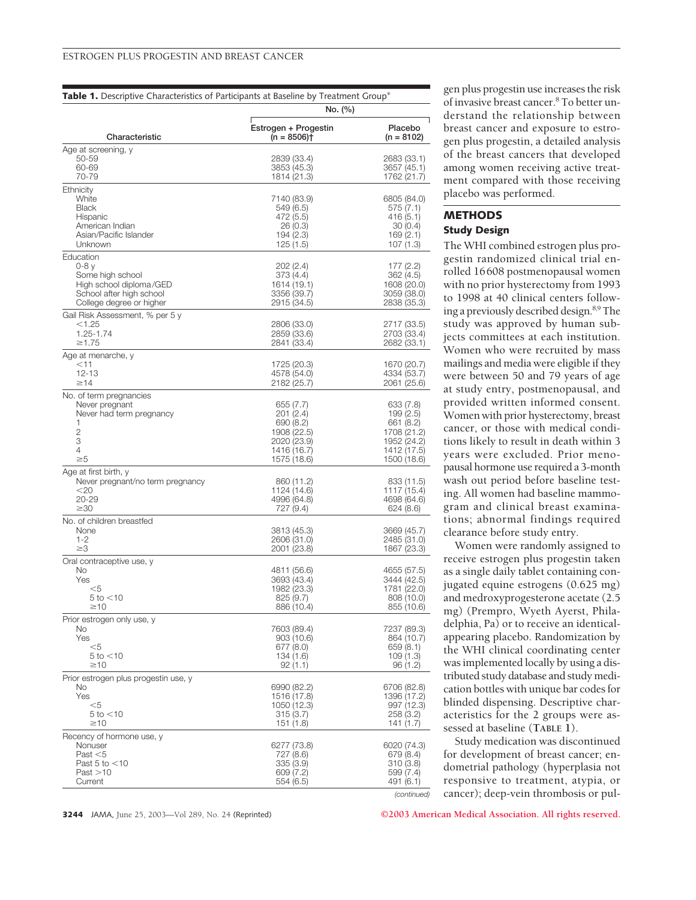**Table 1.** Descriptive Characteristics of Participants at Baseline by Treatment Group*

| Characteristic | No. (%) | |
|---|---|---|
| | Estrogen + Progestin (n = 8506)† | Placebo (n = 8102) |
| **Age at screening, y** | | |
| 50-59 | 2839 (33.4) | 2683 (33.1) |
| 60-69 | 3853 (45.3) | 3657 (45.1) |
| 70-79 | 1814 (21.3) | 1762 (21.7) |
| **Ethnicity** | | |
| White | 7140 (83.9) | 6805 (84.0) |
| Black | 549 (6.5) | 575 (7.1) |
| Hispanic | 472 (5.5) | 416 (5.1) |
| American Indian | 26 (0.3) | 30 (0.4) |
| Asian/Pacific Islander | 194 (2.3) | 169 (2.1) |
| Unknown | 125 (1.5) | 107 (1.3) |
| **Education** | | |
| 0-8 y | 202 (2.4) | 177 (2.2) |
| Some high school | 373 (4.4) | 362 (4.5) |
| High school diploma/GED | 1614 (19.1) | 1608 (20.0) |
| School after high school | 3356 (39.7) | 3059 (38.0) |
| College degree or higher | 2915 (34.5) | 2838 (35.3) |
| **Gail Risk Assessment, % per 5 y** | | |
| <1.25 | 2806 (33.0) | 2717 (33.5) |
| 1.25-1.74 | 2859 (33.6) | 2703 (33.4) |
| ≥1.75 | 2841 (33.4) | 2682 (33.1) |
| **Age at menarche, y** | | |
| <11 | 1725 (20.3) | 1670 (20.7) |
| 12-13 | 4578 (54.0) | 4334 (53.7) |
| ≥14 | 2182 (25.7) | 2061 (25.6) |
| **No. of term pregnancies** | | |
| Never pregnant | 655 (7.7) | 633 (7.8) |
| Never had term pregnancy | 201 (2.4) | 199 (2.5) |
| 1 | 690 (8.2) | 661 (8.2) |
| 2 | 1908 (22.5) | 1708 (21.2) |
| 3 | 2020 (23.9) | 1952 (24.2) |
| 4 | 1416 (16.7) | 1412 (17.5) |
| ≥5 | 1575 (18.6) | 1500 (18.6) |
| **Age at first birth, y** | | |
| Never pregnant/no term pregnancy | 860 (11.2) | 833 (11.5) |
| <20 | 1124 (14.6) | 1117 (15.4) |
| 20-29 | 4996 (64.8) | 4698 (64.6) |
| ≥30 | 727 (9.4) | 624 (8.6) |
| **No. of children breastfed** | | |
| None | 3813 (45.3) | 3669 (45.7) |
| 1-2 | 2606 (31.0) | 2485 (31.0) |
| ≥3 | 2001 (23.8) | 1867 (23.3) |
| **Oral contraceptive use, y** | | |
| No | 4811 (56.6) | 4655 (57.5) |
| Yes | 3693 (43.4) | 3444 (42.5) |
| <5 | 1982 (23.3) | 1781 (22.0) |
| 5 to <10 | 825 (9.7) | 808 (10.0) |
| ≥10 | 886 (10.4) | 855 (10.6) |
| **Prior estrogen only use, y** | | |
| No | 7603 (89.4) | 7237 (89.3) |
| Yes | 903 (10.6) | 864 (10.7) |
| <5 | 677 (8.0) | 659 (8.1) |
| 5 to <10 | 134 (1.6) | 109 (1.3) |
| ≥10 | 92 (1.1) | 96 (1.2) |
| **Prior estrogen plus progestin use, y** | | |
| No | 6990 (82.2) | 6706 (82.8) |
| Yes | 1516 (17.8) | 1396 (17.2) |
| <5 | 1050 (12.3) | 997 (12.3) |
| 5 to <10 | 315 (3.7) | 258 (3.2) |
| ≥10 | 151 (1.8) | 141 (1.7) |
| **Recency of hormone use, y** | | |
| Nonuser | 6277 (73.8) | 6020 (74.3) |
| Past <5 | 727 (8.6) | 679 (8.4) |
| Past 5 to <10 | 335 (3.9) | 310 (3.8) |
| Past >10 | 609 (7.2) | 599 (7.4) |
| Current | 554 (6.5) | 491 (6.1) |

*(continued)*

gen plus progestin use increases the risk of invasive breast cancer.[8] To better understand the relationship between breast cancer and exposure to estrogen plus progestin, a detailed analysis of the breast cancers that developed among women receiving active treatment compared with those receiving placebo was performed.

## METHODS

### Study Design

The WHI combined estrogen plus progestin randomized clinical trial enrolled 16608 postmenopausal women with no prior hysterectomy from 1993 to 1998 at 40 clinical centers following a previously described design.[8,9] The study was approved by human subjects committees at each institution. Women who were recruited by mass mailings and media were eligible if they were between 50 and 79 years of age at study entry, postmenopausal, and provided written informed consent. Women with prior hysterectomy, breast cancer, or those with medical conditions likely to result in death within 3 years were excluded. Prior menopausal hormone use required a 3-month wash out period before baseline testing. All women had baseline mammogram and clinical breast examinations; abnormal findings required clearance before study entry.

Women were randomly assigned to receive estrogen plus progestin taken as a single daily tablet containing conjugated equine estrogens (0.625 mg) and medroxyprogesterone acetate (2.5 mg) (Prempro, Wyeth Ayerst, Philadelphia, Pa) or to receive an identical-appearing placebo. Randomization by the WHI clinical coordinating center was implemented locally by using a distributed study database and study medication bottles with unique bar codes for blinded dispensing. Descriptive characteristics for the 2 groups were assessed at baseline (**TABLE 1**).

Study medication was discontinued for development of breast cancer; endometrial pathology (hyperplasia not responsive to treatment, atypia, or cancer); deep-vein thrombosis or pul-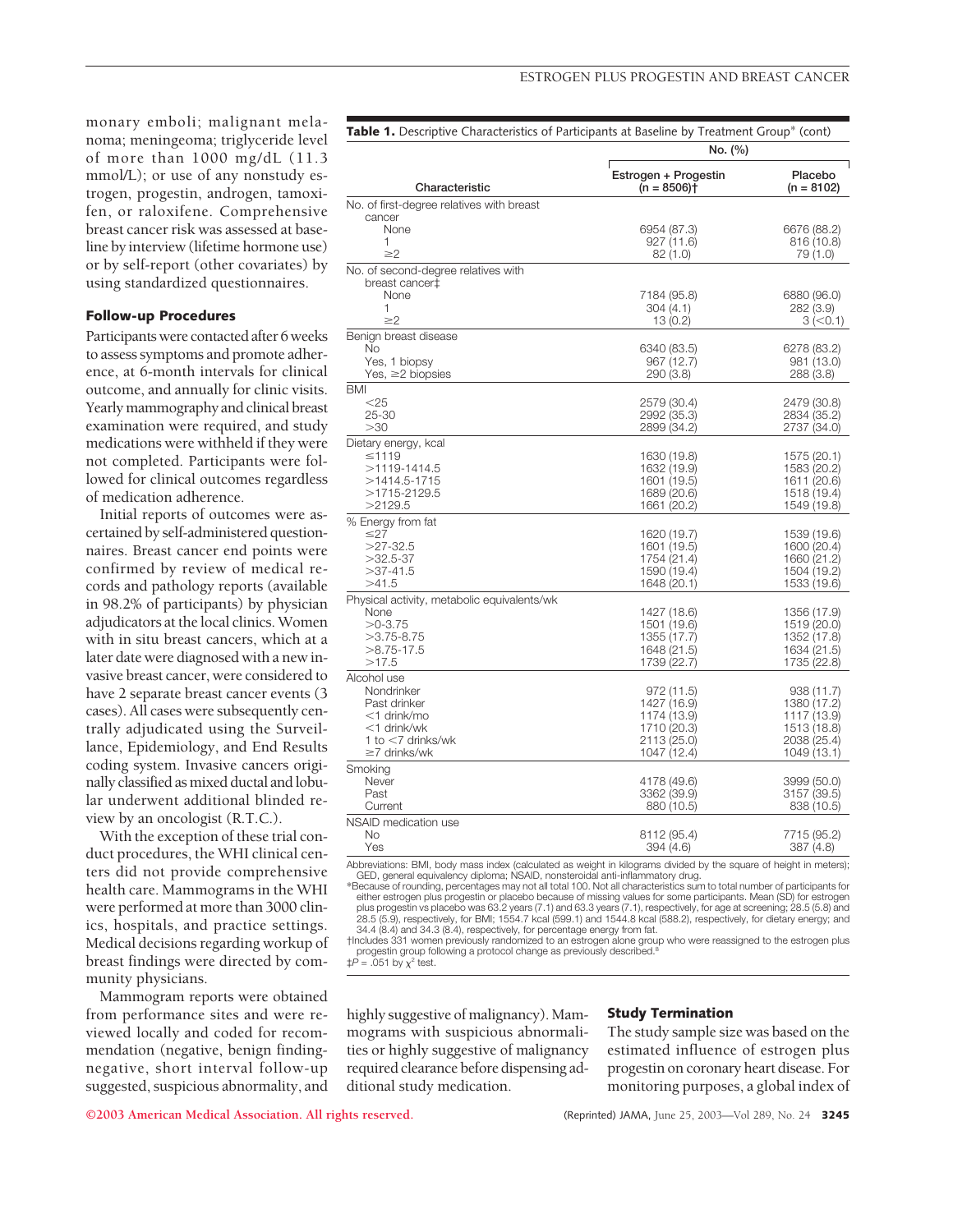monary emboli; malignant melanoma; meningeoma; triglyceride level of more than 1000 mg/dL (11.3 mmol/L); or use of any nonstudy estrogen, progestin, androgen, tamoxifen, or raloxifene. Comprehensive breast cancer risk was assessed at baseline by interview (lifetime hormone use) or by self-report (other covariates) by using standardized questionnaires.

### Follow-up Procedures

Participants were contacted after 6 weeks to assess symptoms and promote adherence, at 6-month intervals for clinical outcome, and annually for clinic visits. Yearly mammography and clinical breast examination were required, and study medications were withheld if they were not completed. Participants were followed for clinical outcomes regardless of medication adherence.

Initial reports of outcomes were ascertained by self-administered questionnaires. Breast cancer end points were confirmed by review of medical records and pathology reports (available in 98.2% of participants) by physician adjudicators at the local clinics. Women with in situ breast cancers, which at a later date were diagnosed with a new invasive breast cancer, were considered to have 2 separate breast cancer events (3 cases). All cases were subsequently centrally adjudicated using the Surveillance, Epidemiology, and End Results coding system. Invasive cancers originally classified as mixed ductal and lobular underwent additional blinded review by an oncologist (R.T.C.).

With the exception of these trial conduct procedures, the WHI clinical centers did not provide comprehensive health care. Mammograms in the WHI were performed at more than 3000 clinics, hospitals, and practice settings. Medical decisions regarding workup of breast findings were directed by community physicians.

Mammogram reports were obtained from performance sites and were reviewed locally and coded for recommendation (negative, benign finding-negative, short interval follow-up suggested, suspicious abnormality, and highly suggestive of malignancy). Mammograms with suspicious abnormalities or highly suggestive of malignancy required clearance before dispensing additional study medication.

**Table 1.** Descriptive Characteristics of Participants at Baseline by Treatment Group* (cont)

| Characteristic | Estrogen + Progestin (n = 8506)† No. (%) | Placebo (n = 8102) No. (%) |
|---|---|---|
| **No. of first-degree relatives with breast cancer** | | |
| None | 6954 (87.3) | 6676 (88.2) |
| 1 | 927 (11.6) | 816 (10.8) |
| ≥2 | 82 (1.0) | 79 (1.0) |
| **No. of second-degree relatives with breast cancer‡** | | |
| None | 7184 (95.8) | 6880 (96.0) |
| 1 | 304 (4.1) | 282 (3.9) |
| ≥2 | 13 (0.2) | 3 (<0.1) |
| **Benign breast disease** | | |
| No | 6340 (83.5) | 6278 (83.2) |
| Yes, 1 biopsy | 967 (12.7) | 981 (13.0) |
| Yes, ≥2 biopsies | 290 (3.8) | 288 (3.8) |
| **BMI** | | |
| <25 | 2579 (30.4) | 2479 (30.8) |
| 25-30 | 2992 (35.3) | 2834 (35.2) |
| >30 | 2899 (34.2) | 2737 (34.0) |
| **Dietary energy, kcal** | | |
| ≤1119 | 1630 (19.8) | 1575 (20.1) |
| >1119-1414.5 | 1632 (19.9) | 1583 (20.2) |
| >1414.5-1715 | 1601 (19.5) | 1611 (20.6) |
| >1715-2129.5 | 1689 (20.6) | 1518 (19.4) |
| >2129.5 | 1661 (20.2) | 1549 (19.8) |
| **% Energy from fat** | | |
| ≤27 | 1620 (19.7) | 1539 (19.6) |
| >27-32.5 | 1601 (19.5) | 1600 (20.4) |
| >32.5-37 | 1754 (21.4) | 1660 (21.2) |
| >37-41.5 | 1590 (19.4) | 1504 (19.2) |
| >41.5 | 1648 (20.1) | 1533 (19.6) |
| **Physical activity, metabolic equivalents/wk** | | |
| None | 1427 (18.6) | 1356 (17.9) |
| >0-3.75 | 1501 (19.6) | 1519 (20.0) |
| >3.75-8.75 | 1355 (17.7) | 1352 (17.8) |
| >8.75-17.5 | 1648 (21.5) | 1634 (21.5) |
| >17.5 | 1739 (22.7) | 1735 (22.8) |
| **Alcohol use** | | |
| Nondrinker | 972 (11.5) | 938 (11.7) |
| Past drinker | 1427 (16.9) | 1380 (17.2) |
| <1 drink/mo | 1174 (13.9) | 1117 (13.9) |
| <1 drink/wk | 1710 (20.3) | 1513 (18.8) |
| 1 to <7 drinks/wk | 2113 (25.0) | 2038 (25.4) |
| ≥7 drinks/wk | 1047 (12.4) | 1049 (13.1) |
| **Smoking** | | |
| Never | 4178 (49.6) | 3999 (50.0) |
| Past | 3362 (39.9) | 3157 (39.5) |
| Current | 880 (10.5) | 838 (10.5) |
| **NSAID medication use** | | |
| No | 8112 (95.4) | 7715 (95.2) |
| Yes | 394 (4.6) | 387 (4.8) |

Abbreviations: BMI, body mass index (calculated as weight in kilograms divided by the square of height in meters); GED, general equivalency diploma; NSAID, nonsteroidal anti-inflammatory drug.

*Because of rounding, percentages may not all total 100. Not all characteristics sum to total number of participants for either estrogen plus progestin or placebo because of missing values for some participants. Mean (SD) for estrogen plus progestin vs placebo was 63.2 years (7.1) and 63.3 years (7.1), respectively, for age at screening; 28.5 (5.8) and 28.5 (5.9), respectively, for BMI; 1554.7 kcal (599.1) and 1544.8 kcal (588.2), respectively, for dietary energy; and 34.4 (8.4) and 34.3 (8.4), respectively, for percentage energy from fat.

†Includes 331 women previously randomized to an estrogen alone group who were reassigned to the estrogen plus progestin group following a protocol change as previously described.[8]

‡$P = .051$ by $\chi^2$ test.

### Study Termination

The study sample size was based on the estimated influence of estrogen plus progestin on coronary heart disease. For monitoring purposes, a global index of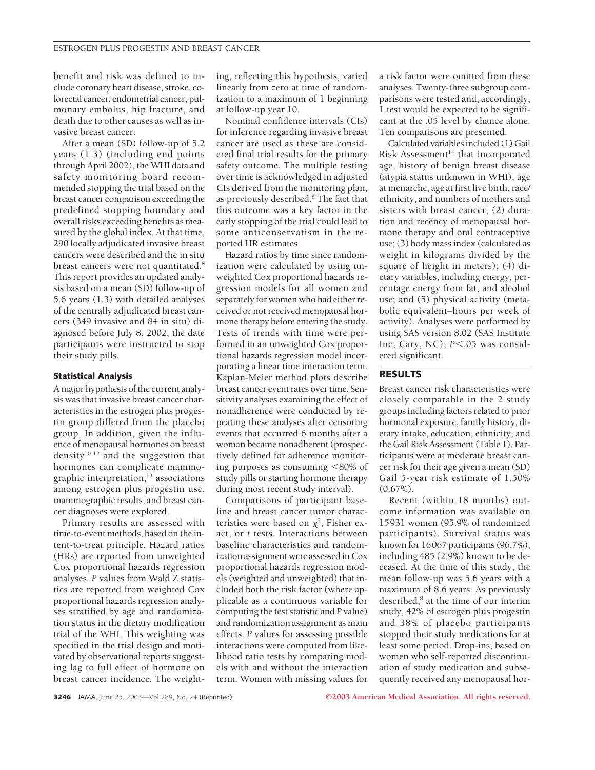benefit and risk was defined to include coronary heart disease, stroke, colorectal cancer, endometrial cancer, pulmonary embolus, hip fracture, and death due to other causes as well as invasive breast cancer.

After a mean (SD) follow-up of 5.2 years (1.3) (including end points through April 2002), the WHI data and safety monitoring board recommended stopping the trial based on the breast cancer comparison exceeding the predefined stopping boundary and overall risks exceeding benefits as measured by the global index. At that time, 290 locally adjudicated invasive breast cancers were described and the in situ breast cancers were not quantitated.[8] This report provides an updated analysis based on a mean (SD) follow-up of 5.6 years (1.3) with detailed analyses of the centrally adjudicated breast cancers (349 invasive and 84 in situ) diagnosed before July 8, 2002, the date participants were instructed to stop their study pills.

### Statistical Analysis

A major hypothesis of the current analysis was that invasive breast cancer characteristics in the estrogen plus progestin group differed from the placebo group. In addition, given the influence of menopausal hormones on breast density[10-12] and the suggestion that hormones can complicate mammographic interpretation,[13] associations among estrogen plus progestin use, mammographic results, and breast cancer diagnoses were explored.

Primary results are assessed with time-to-event methods, based on the intent-to-treat principle. Hazard ratios (HRs) are reported from unweighted Cox proportional hazards regression analyses. *P* values from Wald Z statistics are reported from weighted Cox proportional hazards regression analyses stratified by age and randomization status in the dietary modification trial of the WHI. This weighting was specified in the trial design and motivated by observational reports suggesting lag to full effect of hormone on breast cancer incidence. The weighting, reflecting this hypothesis, varied linearly from zero at time of randomization to a maximum of 1 beginning at follow-up year 10.

Nominal confidence intervals (CIs) for inference regarding invasive breast cancer are used as these are considered final trial results for the primary safety outcome. The multiple testing over time is acknowledged in adjusted CIs derived from the monitoring plan, as previously described.[8] The fact that this outcome was a key factor in the early stopping of the trial could lead to some anticonservatism in the reported HR estimates.

Hazard ratios by time since randomization were calculated by using unweighted Cox proportional hazards regression models for all women and separately for women who had either received or not received menopausal hormone therapy before entering the study. Tests of trends with time were performed in an unweighted Cox proportional hazards regression model incorporating a linear time interaction term. Kaplan-Meier method plots describe breast cancer event rates over time. Sensitivity analyses examining the effect of nonadherence were conducted by repeating these analyses after censoring events that occurred 6 months after a woman became nonadherent (prospectively defined for adherence monitoring purposes as consuming <80% of study pills or starting hormone therapy during most recent study interval).

Comparisons of participant baseline and breast cancer tumor characteristics were based on $\chi^2$, Fisher exact, or *t* tests. Interactions between baseline characteristics and randomization assignment were assessed in Cox proportional hazards regression models (weighted and unweighted) that included both the risk factor (where applicable as a continuous variable for computing the test statistic and *P* value) and randomization assignment as main effects. *P* values for assessing possible interactions were computed from likelihood ratio tests by comparing models with and without the interaction term. Women with missing values for a risk factor were omitted from these analyses. Twenty-three subgroup comparisons were tested and, accordingly, 1 test would be expected to be significant at the .05 level by chance alone. Ten comparisons are presented.

Calculated variables included (1) Gail Risk Assessment[14] that incorporated age, history of benign breast disease (atypia status unknown in WHI), age at menarche, age at first live birth, race/ethnicity, and numbers of mothers and sisters with breast cancer; (2) duration and recency of menopausal hormone therapy and oral contraceptive use; (3) body mass index (calculated as weight in kilograms divided by the square of height in meters); (4) dietary variables, including energy, percentage energy from fat, and alcohol use; and (5) physical activity (metabolic equivalent–hours per week of activity). Analyses were performed by using SAS version 8.02 (SAS Institute Inc, Cary, NC); $P<.05$ was considered significant.

## RESULTS

Breast cancer risk characteristics were closely comparable in the 2 study groups including factors related to prior hormonal exposure, family history, dietary intake, education, ethnicity, and the Gail Risk Assessment (Table 1). Participants were at moderate breast cancer risk for their age given a mean (SD) Gail 5-year risk estimate of 1.50% (0.67%).

Recent (within 18 months) outcome information was available on 15931 women (95.9% of randomized participants). Survival status was known for 16067 participants (96.7%), including 485 (2.9%) known to be deceased. At the time of this study, the mean follow-up was 5.6 years with a maximum of 8.6 years. As previously described,[8] at the time of our interim study, 42% of estrogen plus progestin and 38% of placebo participants stopped their study medications for at least some period. Drop-ins, based on women who self-reported discontinuation of study medication and subsequently received any menopausal hor-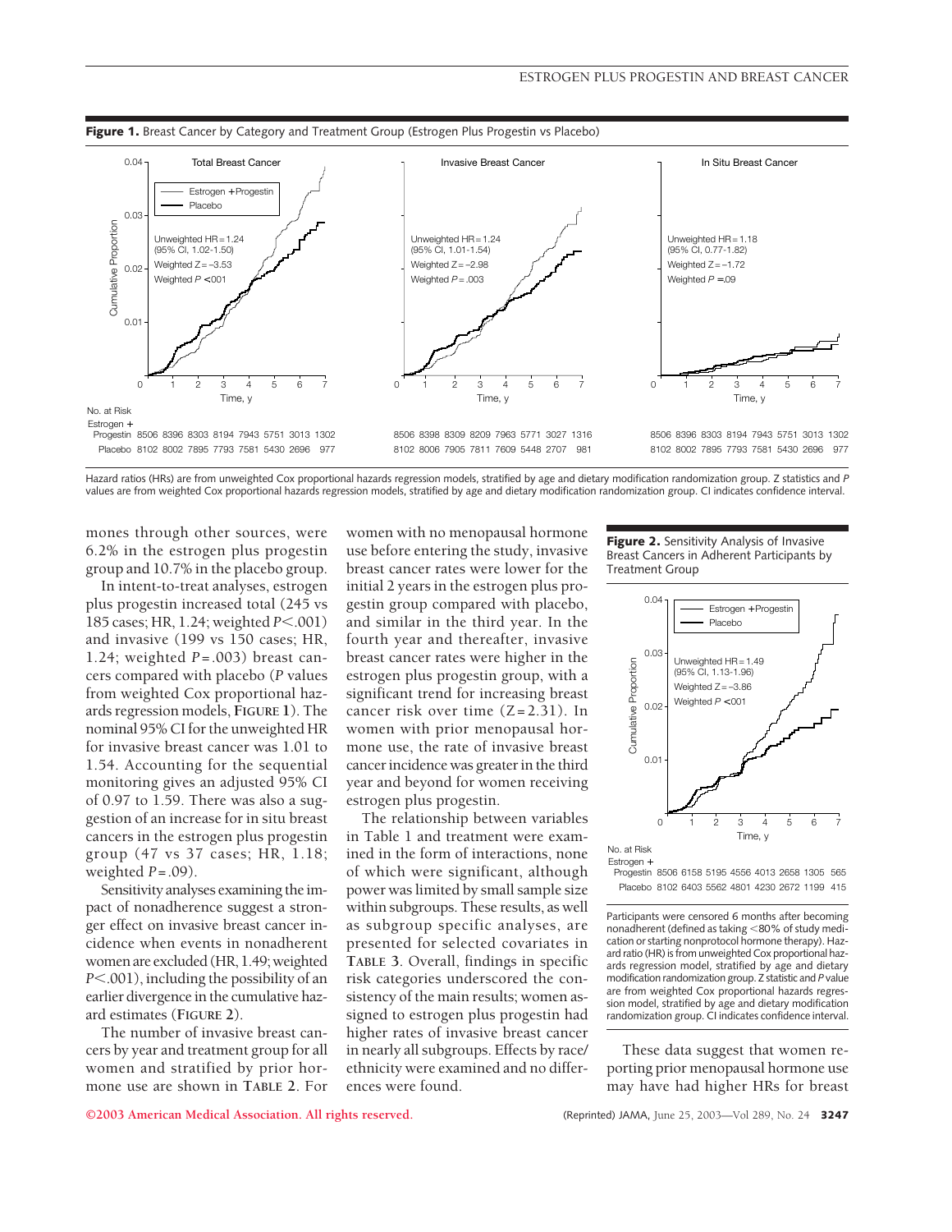**Figure 1.** Breast Cancer by Category and Treatment Group (Estrogen Plus Progestin vs Placebo)

Total Breast Cancer: Unweighted HR = 1.24 (95% CI, 1.02-1.50); Weighted Z = −3.53; Weighted *P* <.001

Invasive Breast Cancer: Unweighted HR = 1.24 (95% CI, 1.01-1.54); Weighted Z = −2.98; Weighted *P* = .003

In Situ Breast Cancer: Unweighted HR = 1.18 (95% CI, 0.77-1.82); Weighted Z = −1.72; Weighted *P* = .09

No. at Risk

| | Time, y | 0 | 1 | 2 | 3 | 4 | 5 | 6 | 7 |
|---|---|---|---|---|---|---|---|---|---|
| Total Breast Cancer | Estrogen + Progestin | 8506 | 8396 | 8303 | 8194 | 7943 | 5751 | 3013 | 1302 |
| | Placebo | 8102 | 8002 | 7895 | 7793 | 7581 | 5430 | 2696 | 977 |
| Invasive Breast Cancer | Estrogen + Progestin | 8506 | 8398 | 8309 | 8209 | 7963 | 5771 | 3027 | 1316 |
| | Placebo | 8102 | 8006 | 7905 | 7811 | 7609 | 5448 | 2707 | 981 |
| In Situ Breast Cancer | Estrogen + Progestin | 8506 | 8396 | 8303 | 8194 | 7943 | 5751 | 3013 | 1302 |
| | Placebo | 8102 | 8002 | 7895 | 7793 | 7581 | 5430 | 2696 | 977 |

Hazard ratios (HRs) are from unweighted Cox proportional hazards regression models, stratified by age and dietary modification randomization group. Z statistics and *P* values are from weighted Cox proportional hazards regression models, stratified by age and dietary modification randomization group. CI indicates confidence interval.

mones through other sources, were 6.2% in the estrogen plus progestin group and 10.7% in the placebo group.

In intent-to-treat analyses, estrogen plus progestin increased total (245 vs 185 cases; HR, 1.24; weighted *P*<.001) and invasive (199 vs 150 cases; HR, 1.24; weighted *P*=.003) breast cancers compared with placebo (*P* values from weighted Cox proportional hazards regression models, **FIGURE 1**). The nominal 95% CI for the unweighted HR for invasive breast cancer was 1.01 to 1.54. Accounting for the sequential monitoring gives an adjusted 95% CI of 0.97 to 1.59. There was also a suggestion of an increase for in situ breast cancers in the estrogen plus progestin group (47 vs 37 cases; HR, 1.18; weighted *P*=.09).

Sensitivity analyses examining the impact of nonadherence suggest a stronger effect on invasive breast cancer incidence when events in nonadherent women are excluded (HR, 1.49; weighted *P*<.001), including the possibility of an earlier divergence in the cumulative hazard estimates (**FIGURE 2**).

The number of invasive breast cancers by year and treatment group for all women and stratified by prior hormone use are shown in **TABLE 2**. For women with no menopausal hormone use before entering the study, invasive breast cancer rates were lower for the initial 2 years in the estrogen plus progestin group compared with placebo, and similar in the third year. In the fourth year and thereafter, invasive breast cancer rates were higher in the estrogen plus progestin group, with a significant trend for increasing breast cancer risk over time (Z=2.31). In women with prior menopausal hormone use, the rate of invasive breast cancer incidence was greater in the third year and beyond for women receiving estrogen plus progestin.

The relationship between variables in Table 1 and treatment were examined in the form of interactions, none of which were significant, although power was limited by small sample size within subgroups. These results, as well as subgroup specific analyses, are presented for selected covariates in **TABLE 3**. Overall, findings in specific risk categories underscored the consistency of the main results; women assigned to estrogen plus progestin had higher rates of invasive breast cancer in nearly all subgroups. Effects by race/ethnicity were examined and no differences were found.

**Figure 2.** Sensitivity Analysis of Invasive Breast Cancers in Adherent Participants by Treatment Group

Unweighted HR = 1.49 (95% CI, 1.13-1.96); Weighted Z = −3.86; Weighted *P* <.001

No. at Risk

| Time, y | 0 | 1 | 2 | 3 | 4 | 5 | 6 | 7 |
|---|---|---|---|---|---|---|---|---|
| Estrogen + Progestin | 8506 | 6158 | 5195 | 4556 | 4013 | 2658 | 1305 | 565 |
| Placebo | 8102 | 6403 | 5562 | 4801 | 4230 | 2672 | 1199 | 415 |

Participants were censored 6 months after becoming nonadherent (defined as taking <80% of study medication or starting nonprotocol hormone therapy). Hazard ratio (HR) is from unweighted Cox proportional hazards regression model, stratified by age and dietary modification randomization group. Z statistic and *P* value are from weighted Cox proportional hazards regression model, stratified by age and dietary modification randomization group. CI indicates confidence interval.

These data suggest that women reporting prior menopausal hormone use may have had higher HRs for breast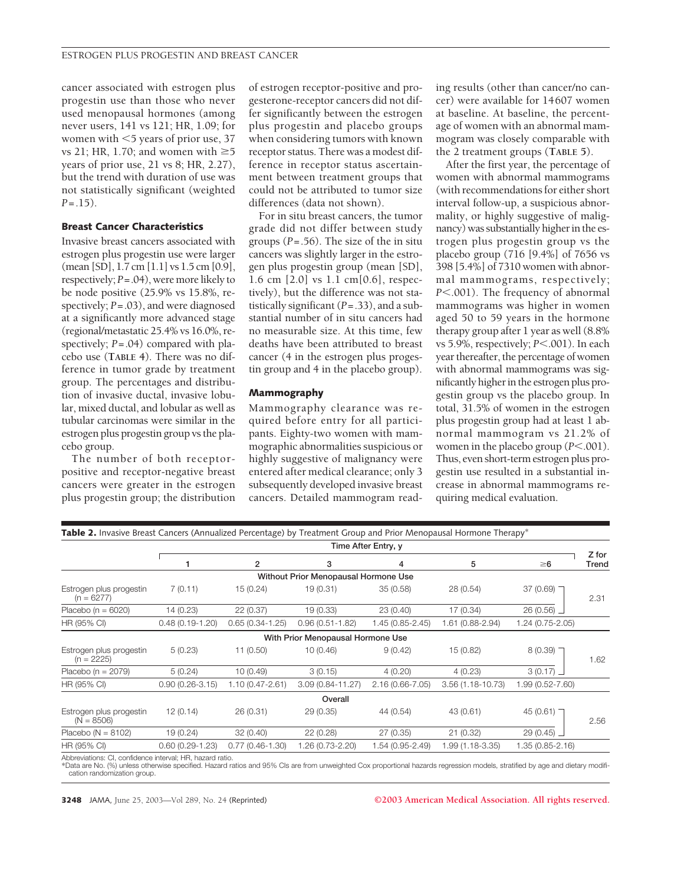cancer associated with estrogen plus progestin use than those who never used menopausal hormones (among never users, 141 vs 121; HR, 1.09; for women with <5 years of prior use, 37 vs 21; HR, 1.70; and women with ≥5 years of prior use, 21 vs 8; HR, 2.27), but the trend with duration of use was not statistically significant (weighted $P = .15$).

### Breast Cancer Characteristics

Invasive breast cancers associated with estrogen plus progestin use were larger (mean [SD], 1.7 cm [1.1] vs 1.5 cm [0.9], respectively; $P = .04$), were more likely to be node positive (25.9% vs 15.8%, respectively; $P = .03$), and were diagnosed at a significantly more advanced stage (regional/metastatic 25.4% vs 16.0%, respectively; $P = .04$) compared with placebo use (TABLE 4). There was no difference in tumor grade by treatment group. The percentages and distribution of invasive ductal, invasive lobular, mixed ductal, and lobular as well as tubular carcinomas were similar in the estrogen plus progestin group vs the placebo group.

The number of both receptor-positive and receptor-negative breast cancers were greater in the estrogen plus progestin group; the distribution of estrogen receptor-positive and progesterone-receptor cancers did not differ significantly between the estrogen plus progestin and placebo groups when considering tumors with known receptor status. There was a modest difference in receptor status ascertainment between treatment groups that could not be attributed to tumor size differences (data not shown).

For in situ breast cancers, the tumor grade did not differ between study groups ($P = .56$). The size of the in situ cancers was slightly larger in the estrogen plus progestin group (mean [SD], 1.6 cm [2.0] vs 1.1 cm[0.6], respectively), but the difference was not statistically significant ($P = .33$), and a substantial number of in situ cancers had no measurable size. At this time, few deaths have been attributed to breast cancer (4 in the estrogen plus progestin group and 4 in the placebo group).

### Mammography

Mammography clearance was required before entry for all participants. Eighty-two women with mammographic abnormalities suspicious or highly suggestive of malignancy were entered after medical clearance; only 3 subsequently developed invasive breast cancers. Detailed mammogram reading results (other than cancer/no cancer) were available for 14607 women at baseline. At baseline, the percentage of women with an abnormal mammogram was closely comparable with the 2 treatment groups (TABLE 5).

After the first year, the percentage of women with abnormal mammograms (with recommendations for either short interval follow-up, a suspicious abnormality, or highly suggestive of malignancy) was substantially higher in the estrogen plus progestin group vs the placebo group (716 [9.4%] of 7656 vs 398 [5.4%] of 7310 women with abnormal mammograms, respectively; $P < .001$). The frequency of abnormal mammograms was higher in women aged 50 to 59 years in the hormone therapy group after 1 year as well (8.8% vs 5.9%, respectively; $P < .001$). In each year thereafter, the percentage of women with abnormal mammograms was significantly higher in the estrogen plus progestin group vs the placebo group. In total, 31.5% of women in the estrogen plus progestin group had at least 1 abnormal mammogram vs 21.2% of women in the placebo group ($P < .001$). Thus, even short-term estrogen plus progestin use resulted in a substantial increase in abnormal mammograms requiring medical evaluation.

**Table 2.** Invasive Breast Cancers (Annualized Percentage) by Treatment Group and Prior Menopausal Hormone Therapy*

| | Time After Entry, y | | | | | | Z for Trend |
|---|---|---|---|---|---|---|---|
| | 1 | 2 | 3 | 4 | 5 | ≥6 | |
| **Without Prior Menopausal Hormone Use** | | | | | | | |
| Estrogen plus progestin (n = 6277) | 7 (0.11) | 15 (0.24) | 19 (0.31) | 35 (0.58) | 28 (0.54) | 37 (0.69) | 2.31 |
| Placebo (n = 6020) | 14 (0.23) | 22 (0.37) | 19 (0.33) | 23 (0.40) | 17 (0.34) | 26 (0.56) | |
| HR (95% CI) | 0.48 (0.19-1.20) | 0.65 (0.34-1.25) | 0.96 (0.51-1.82) | 1.45 (0.85-2.45) | 1.61 (0.88-2.94) | 1.24 (0.75-2.05) | |
| **With Prior Menopausal Hormone Use** | | | | | | | |
| Estrogen plus progestin (n = 2225) | 5 (0.23) | 11 (0.50) | 10 (0.46) | 9 (0.42) | 15 (0.82) | 8 (0.39) | 1.62 |
| Placebo (n = 2079) | 5 (0.24) | 10 (0.49) | 3 (0.15) | 4 (0.20) | 4 (0.23) | 3 (0.17) | |
| HR (95% CI) | 0.90 (0.26-3.15) | 1.10 (0.47-2.61) | 3.09 (0.84-11.27) | 2.16 (0.66-7.05) | 3.56 (1.18-10.73) | 1.99 (0.52-7.60) | |
| **Overall** | | | | | | | |
| Estrogen plus progestin (N = 8506) | 12 (0.14) | 26 (0.31) | 29 (0.35) | 44 (0.54) | 43 (0.61) | 45 (0.61) | 2.56 |
| Placebo (N = 8102) | 19 (0.24) | 32 (0.40) | 22 (0.28) | 27 (0.35) | 21 (0.32) | 29 (0.45) | |
| HR (95% CI) | 0.60 (0.29-1.23) | 0.77 (0.46-1.30) | 1.26 (0.73-2.20) | 1.54 (0.95-2.49) | 1.99 (1.18-3.35) | 1.35 (0.85-2.16) | |

Abbreviations: CI, confidence interval; HR, hazard ratio.
*Data are No. (%) unless otherwise specified. Hazard ratios and 95% CIs are from unweighted Cox proportional hazards regression models, stratified by age and dietary modification randomization group.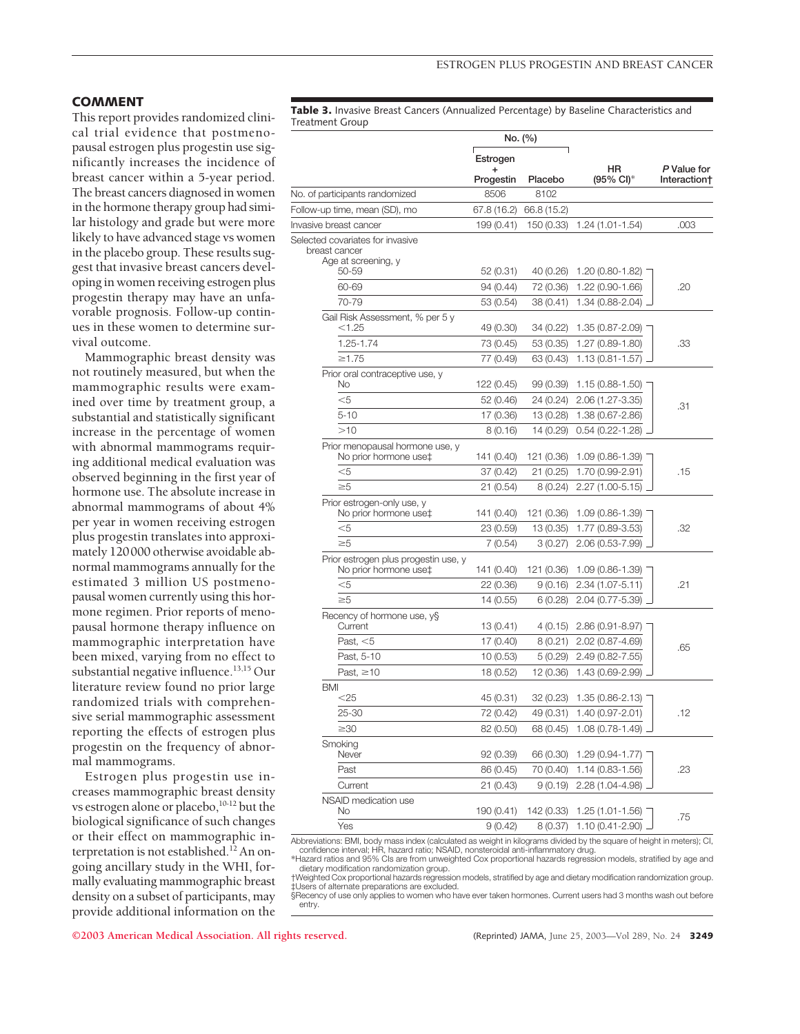## COMMENT

This report provides randomized clinical trial evidence that postmenopausal estrogen plus progestin use significantly increases the incidence of breast cancer within a 5-year period. The breast cancers diagnosed in women in the hormone therapy group had similar histology and grade but were more likely to have advanced stage vs women in the placebo group. These results suggest that invasive breast cancers developing in women receiving estrogen plus progestin therapy may have an unfavorable prognosis. Follow-up continues in these women to determine survival outcome.

Mammographic breast density was not routinely measured, but when the mammographic results were examined over time by treatment group, a substantial and statistically significant increase in the percentage of women with abnormal mammograms requiring additional medical evaluation was observed beginning in the first year of hormone use. The absolute increase in abnormal mammograms of about 4% per year in women receiving estrogen plus progestin translates into approximately 120000 otherwise avoidable abnormal mammograms annually for the estimated 3 million US postmenopausal women currently using this hormone regimen. Prior reports of menopausal hormone therapy influence on mammographic interpretation have been mixed, varying from no effect to substantial negative influence.[13,15] Our literature review found no prior large randomized trials with comprehensive serial mammographic assessment reporting the effects of estrogen plus progestin on the frequency of abnormal mammograms.

Estrogen plus progestin use increases mammographic breast density vs estrogen alone or placebo,[10-12] but the biological significance of such changes or their effect on mammographic interpretation is not established.[12] An ongoing ancillary study in the WHI, formally evaluating mammographic breast density on a subset of participants, may provide additional information on the

**Table 3.** Invasive Breast Cancers (Annualized Percentage) by Baseline Characteristics and Treatment Group

| | No. (%) | | | |
|---|---|---|---|---|
| | Estrogen + Progestin | Placebo | HR (95% CI)* | *P* Value for Interaction† |
| No. of participants randomized | 8506 | 8102 | | |
| Follow-up time, mean (SD), mo | 67.8 (16.2) | 66.8 (15.2) | | |
| Invasive breast cancer | 199 (0.41) | 150 (0.33) | 1.24 (1.01-1.54) | .003 |
| Selected covariates for invasive breast cancer | | | | |
| Age at screening, y | | | | |
| 50-59 | 52 (0.31) | 40 (0.26) | 1.20 (0.80-1.82) | .20 |
| 60-69 | 94 (0.44) | 72 (0.36) | 1.22 (0.90-1.66) | |
| 70-79 | 53 (0.54) | 38 (0.41) | 1.34 (0.88-2.04) | |
| Gail Risk Assessment, % per 5 y | | | | |
| <1.25 | 49 (0.30) | 34 (0.22) | 1.35 (0.87-2.09) | .33 |
| 1.25-1.74 | 73 (0.45) | 53 (0.35) | 1.27 (0.89-1.80) | |
| ≥1.75 | 77 (0.49) | 63 (0.43) | 1.13 (0.81-1.57) | |
| Prior oral contraceptive use, y | | | | |
| No | 122 (0.45) | 99 (0.39) | 1.15 (0.88-1.50) | .31 |
| <5 | 52 (0.46) | 24 (0.24) | 2.06 (1.27-3.35) | |
| 5-10 | 17 (0.36) | 13 (0.28) | 1.38 (0.67-2.86) | |
| >10 | 8 (0.16) | 14 (0.29) | 0.54 (0.22-1.28) | |
| Prior menopausal hormone use, y | | | | |
| No prior hormone use‡ | 141 (0.40) | 121 (0.36) | 1.09 (0.86-1.39) | .15 |
| <5 | 37 (0.42) | 21 (0.25) | 1.70 (0.99-2.91) | |
| ≥5 | 21 (0.54) | 8 (0.24) | 2.27 (1.00-5.15) | |
| Prior estrogen-only use, y | | | | |
| No prior hormone use‡ | 141 (0.40) | 121 (0.36) | 1.09 (0.86-1.39) | .32 |
| <5 | 23 (0.59) | 13 (0.35) | 1.77 (0.89-3.53) | |
| ≥5 | 7 (0.54) | 3 (0.27) | 2.06 (0.53-7.99) | |
| Prior estrogen plus progestin use, y | | | | |
| No prior hormone use‡ | 141 (0.40) | 121 (0.36) | 1.09 (0.86-1.39) | .21 |
| <5 | 22 (0.36) | 9 (0.16) | 2.34 (1.07-5.11) | |
| ≥5 | 14 (0.55) | 6 (0.28) | 2.04 (0.77-5.39) | |
| Recency of hormone use, y§ | | | | |
| Current | 13 (0.41) | 4 (0.15) | 2.86 (0.91-8.97) | .65 |
| Past, <5 | 17 (0.40) | 8 (0.21) | 2.02 (0.87-4.69) | |
| Past, 5-10 | 10 (0.53) | 5 (0.29) | 2.49 (0.82-7.55) | |
| Past, ≥10 | 18 (0.52) | 12 (0.36) | 1.43 (0.69-2.99) | |
| BMI | | | | |
| <25 | 45 (0.31) | 32 (0.23) | 1.35 (0.86-2.13) | .12 |
| 25-30 | 72 (0.42) | 49 (0.31) | 1.40 (0.97-2.01) | |
| ≥30 | 82 (0.50) | 68 (0.45) | 1.08 (0.78-1.49) | |
| Smoking | | | | |
| Never | 92 (0.39) | 66 (0.30) | 1.29 (0.94-1.77) | .23 |
| Past | 86 (0.45) | 70 (0.40) | 1.14 (0.83-1.56) | |
| Current | 21 (0.43) | 9 (0.19) | 2.28 (1.04-4.98) | |
| NSAID medication use | | | | |
| No | 190 (0.41) | 142 (0.33) | 1.25 (1.01-1.56) | .75 |
| Yes | 9 (0.42) | 8 (0.37) | 1.10 (0.41-2.90) | |

Abbreviations: BMI, body mass index (calculated as weight in kilograms divided by the square of height in meters); CI, confidence interval; HR, hazard ratio; NSAID, nonsteroidal anti-inflammatory drug.
*Hazard ratios and 95% CIs are from unweighted Cox proportional hazards regression models, stratified by age and dietary modification randomization group.
†Weighted Cox proportional hazards regression models, stratified by age and dietary modification randomization group.
‡Users of alternate preparations are excluded.
§Recency of use only applies to women who have ever taken hormones. Current users had 3 months wash out before entry.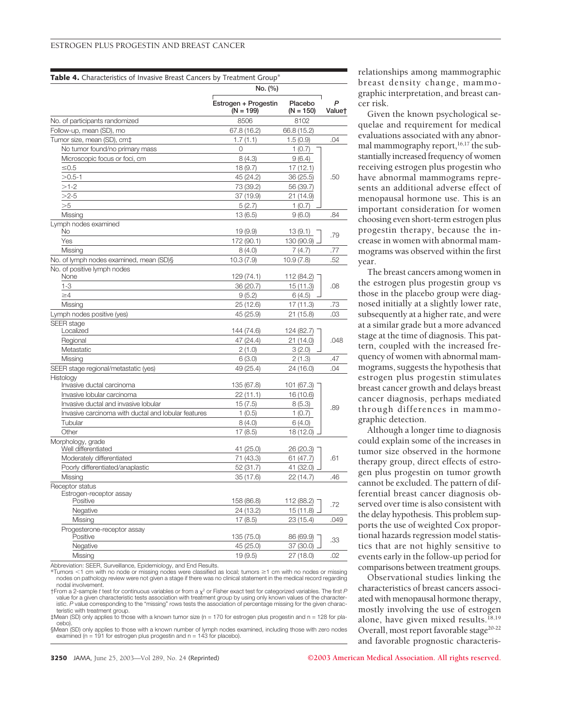**Table 4.** Characteristics of Invasive Breast Cancers by Treatment Group*

| | No. (%) | | |
|---|---|---|---|
| | Estrogen + Progestin (N = 199) | Placebo (N = 150) | P Value† |
| No. of participants randomized | 8506 | 8102 | |
| Follow-up, mean (SD), mo | 67.8 (16.2) | 66.8 (15.2) | |
| Tumor size, mean (SD), cm‡ | 1.7 (1.1) | 1.5 (0.9) | .04 |
| No tumor found/no primary mass | 0 | 1 (0.7) | .50 |
| Microscopic focus or foci, cm | 8 (4.3) | 9 (6.4) | |
| ≤0.5 | 18 (9.7) | 17 (12.1) | |
| >0.5-1 | 45 (24.2) | 36 (25.5) | |
| >1-2 | 73 (39.2) | 56 (39.7) | |
| >2-5 | 37 (19.9) | 21 (14.9) | |
| >5 | 5 (2.7) | 1 (0.7) | |
| Missing | 13 (6.5) | 9 (6.0) | .84 |
| Lymph nodes examined | | | |
| No | 19 (9.9) | 13 (9.1) | .79 |
| Yes | 172 (90.1) | 130 (90.9) | |
| Missing | 8 (4.0) | 7 (4.7) | .77 |
| No. of lymph nodes examined, mean (SD)§ | 10.3 (7.9) | 10.9 (7.8) | .52 |
| No. of positive lymph nodes | | | |
| None | 129 (74.1) | 112 (84.2) | .08 |
| 1-3 | 36 (20.7) | 15 (11.3) | |
| ≥4 | 9 (5.2) | 6 (4.5) | |
| Missing | 25 (12.6) | 17 (11.3) | .73 |
| Lymph nodes positive (yes) | 45 (25.9) | 21 (15.8) | .03 |
| SEER stage | | | |
| Localized | 144 (74.6) | 124 (82.7) | .048 |
| Regional | 47 (24.4) | 21 (14.0) | |
| Metastatic | 2 (1.0) | 3 (2.0) | |
| Missing | 6 (3.0) | 2 (1.3) | .47 |
| SEER stage regional/metastatic (yes) | 49 (25.4) | 24 (16.0) | .04 |
| Histology | | | |
| Invasive ductal carcinoma | 135 (67.8) | 101 (67.3) | .89 |
| Invasive lobular carcinoma | 22 (11.1) | 16 (10.6) | |
| Invasive ductal and invasive lobular | 15 (7.5) | 8 (5.3) | |
| Invasive carcinoma with ductal and lobular features | 1 (0.5) | 1 (0.7) | |
| Tubular | 8 (4.0) | 6 (4.0) | |
| Other | 17 (8.5) | 18 (12.0) | |
| Morphology, grade | | | |
| Well differentiated | 41 (25.0) | 26 (20.3) | .61 |
| Moderately differentiated | 71 (43.3) | 61 (47.7) | |
| Poorly differentiated/anaplastic | 52 (31.7) | 41 (32.0) | |
| Missing | 35 (17.6) | 22 (14.7) | .46 |
| Receptor status | | | |
| Estrogen-receptor assay | | | |
| Positive | 158 (86.8) | 112 (88.2) | .72 |
| Negative | 24 (13.2) | 15 (11.8) | |
| Missing | 17 (8.5) | 23 (15.4) | .049 |
| Progesterone-receptor assay | | | |
| Positive | 135 (75.0) | 86 (69.9) | .33 |
| Negative | 45 (25.0) | 37 (30.0) | |
| Missing | 19 (9.5) | 27 (18.0) | .02 |

Abbreviation: SEER, Surveillance, Epidemiology, and End Results.
*Tumors <1 cm with no node or missing nodes were classified as local; tumors ≥1 cm with no nodes or missing nodes on pathology review were not given a stage if there was no clinical statement in the medical record regarding nodal involvement.
†From a 2-sample *t* test for continuous variables or from a $\chi^2$ or Fisher exact test for categorized variables. The first *P* value for a given characteristic tests association with treatment group by using only known values of the characteristic. *P* value corresponding to the "missing" rows tests the association of percentage missing for the given characteristic with treatment group.
‡Mean (SD) only applies to those with a known tumor size (n = 170 for estrogen plus progestin and n = 128 for placebo).
§Mean (SD) only applies to those with a known number of lymph nodes examined, including those with zero nodes examined (n = 191 for estrogen plus progestin and n = 143 for placebo).

relationships among mammographic breast density change, mammographic interpretation, and breast cancer risk.

Given the known psychological sequelae and requirement for medical evaluations associated with any abnormal mammography report,[16,17] the substantially increased frequency of women receiving estrogen plus progestin who have abnormal mammograms represents an additional adverse effect of menopausal hormone use. This is an important consideration for women choosing even short-term estrogen plus progestin therapy, because the increase in women with abnormal mammograms was observed within the first year.

The breast cancers among women in the estrogen plus progestin group vs those in the placebo group were diagnosed initially at a slightly lower rate, subsequently at a higher rate, and were at a similar grade but a more advanced stage at the time of diagnosis. This pattern, coupled with the increased frequency of women with abnormal mammograms, suggests the hypothesis that estrogen plus progestin stimulates breast cancer growth and delays breast cancer diagnosis, perhaps mediated through differences in mammographic detection.

Although a longer time to diagnosis could explain some of the increases in tumor size observed in the hormone therapy group, direct effects of estrogen plus progestin on tumor growth cannot be excluded. The pattern of differential breast cancer diagnosis observed over time is also consistent with the delay hypothesis. This problem supports the use of weighted Cox proportional hazards regression model statistics that are not highly sensitive to events early in the follow-up period for comparisons between treatment groups.

Observational studies linking the characteristics of breast cancers associated with menopausal hormone therapy, mostly involving the use of estrogen alone, have given mixed results.[18,19] Overall, most report favorable stage[20-22] and favorable prognostic characteris-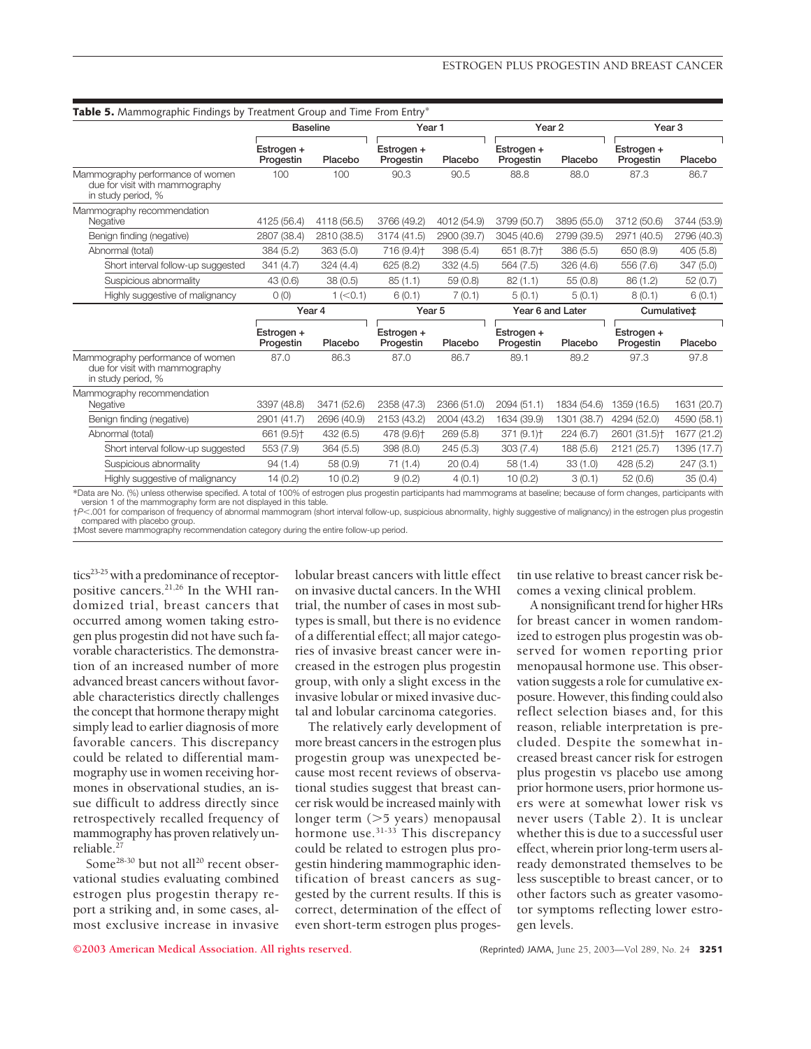**Table 5.** Mammographic Findings by Treatment Group and Time From Entry*

| | Baseline | | Year 1 | | Year 2 | | Year 3 | |
|---|---|---|---|---|---|---|---|---|
| | Estrogen + Progestin | Placebo | Estrogen + Progestin | Placebo | Estrogen + Progestin | Placebo | Estrogen + Progestin | Placebo |
| Mammography performance of women due for visit with mammography in study period, % | 100 | 100 | 90.3 | 90.5 | 88.8 | 88.0 | 87.3 | 86.7 |
| Mammography recommendation Negative | 4125 (56.4) | 4118 (56.5) | 3766 (49.2) | 4012 (54.9) | 3799 (50.7) | 3895 (55.0) | 3712 (50.6) | 3744 (53.9) |
| Benign finding (negative) | 2807 (38.4) | 2810 (38.5) | 3174 (41.5) | 2900 (39.7) | 3045 (40.6) | 2799 (39.5) | 2971 (40.5) | 2796 (40.3) |
| Abnormal (total) | 384 (5.2) | 363 (5.0) | 716 (9.4)† | 398 (5.4) | 651 (8.7)† | 386 (5.5) | 650 (8.9) | 405 (5.8) |
| Short interval follow-up suggested | 341 (4.7) | 324 (4.4) | 625 (8.2) | 332 (4.5) | 564 (7.5) | 326 (4.6) | 556 (7.6) | 347 (5.0) |
| Suspicious abnormality | 43 (0.6) | 38 (0.5) | 85 (1.1) | 59 (0.8) | 82 (1.1) | 55 (0.8) | 86 (1.2) | 52 (0.7) |
| Highly suggestive of malignancy | 0 (0) | 1 (<0.1) | 6 (0.1) | 7 (0.1) | 5 (0.1) | 5 (0.1) | 8 (0.1) | 6 (0.1) |
| | **Year 4** | | **Year 5** | | **Year 6 and Later** | | **Cumulative‡** | |
| | Estrogen + Progestin | Placebo | Estrogen + Progestin | Placebo | Estrogen + Progestin | Placebo | Estrogen + Progestin | Placebo |
| Mammography performance of women due for visit with mammography in study period, % | 87.0 | 86.3 | 87.0 | 86.7 | 89.1 | 89.2 | 97.3 | 97.8 |
| Mammography recommendation Negative | 3397 (48.8) | 3471 (52.6) | 2358 (47.3) | 2366 (51.0) | 2094 (51.1) | 1834 (54.6) | 1359 (16.5) | 1631 (20.7) |
| Benign finding (negative) | 2901 (41.7) | 2696 (40.9) | 2153 (43.2) | 2004 (43.2) | 1634 (39.9) | 1301 (38.7) | 4294 (52.0) | 4590 (58.1) |
| Abnormal (total) | 661 (9.5)† | 432 (6.5) | 478 (9.6)† | 269 (5.8) | 371 (9.1)† | 224 (6.7) | 2601 (31.5)† | 1677 (21.2) |
| Short interval follow-up suggested | 553 (7.9) | 364 (5.5) | 398 (8.0) | 245 (5.3) | 303 (7.4) | 188 (5.6) | 2121 (25.7) | 1395 (17.7) |
| Suspicious abnormality | 94 (1.4) | 58 (0.9) | 71 (1.4) | 20 (0.4) | 58 (1.4) | 33 (1.0) | 428 (5.2) | 247 (3.1) |
| Highly suggestive of malignancy | 14 (0.2) | 10 (0.2) | 9 (0.2) | 4 (0.1) | 10 (0.2) | 3 (0.1) | 52 (0.6) | 35 (0.4) |

*Data are No. (%) unless otherwise specified. A total of 100% of estrogen plus progestin participants had mammograms at baseline; because of form changes, participants with version 1 of the mammography form are not displayed in this table.
†$P<.001$ for comparison of frequency of abnormal mammogram (short interval follow-up, suspicious abnormality, highly suggestive of malignancy) in the estrogen plus progestin compared with placebo group.
‡Most severe mammography recommendation category during the entire follow-up period.

tics[23-25] with a predominance of receptor-positive cancers.[21,26] In the WHI randomized trial, breast cancers that occurred among women taking estrogen plus progestin did not have such favorable characteristics. The demonstration of an increased number of more advanced breast cancers without favorable characteristics directly challenges the concept that hormone therapy might simply lead to earlier diagnosis of more favorable cancers. This discrepancy could be related to differential mammography use in women receiving hormones in observational studies, an issue difficult to address directly since retrospectively recalled frequency of mammography has proven relatively unreliable.[27]

Some[28-30] but not all[20] recent observational studies evaluating combined estrogen plus progestin therapy report a striking and, in some cases, almost exclusive increase in invasive lobular breast cancers with little effect on invasive ductal cancers. In the WHI trial, the number of cases in most subtypes is small, but there is no evidence of a differential effect; all major categories of invasive breast cancer were increased in the estrogen plus progestin group, with only a slight excess in the invasive lobular or mixed invasive ductal and lobular carcinoma categories.

The relatively early development of more breast cancers in the estrogen plus progestin group was unexpected because most recent reviews of observational studies suggest that breast cancer risk would be increased mainly with longer term (>5 years) menopausal hormone use.[31-33] This discrepancy could be related to estrogen plus progestin hindering mammographic identification of breast cancers as suggested by the current results. If this is correct, determination of the effect of even short-term estrogen plus progestin use relative to breast cancer risk becomes a vexing clinical problem.

A nonsignificant trend for higher HRs for breast cancer in women randomized to estrogen plus progestin was observed for women reporting prior menopausal hormone use. This observation suggests a role for cumulative exposure. However, this finding could also reflect selection biases and, for this reason, reliable interpretation is precluded. Despite the somewhat increased breast cancer risk for estrogen plus progestin vs placebo use among prior hormone users, prior hormone users were at somewhat lower risk vs never users (Table 2). It is unclear whether this is due to a successful user effect, wherein prior long-term users already demonstrated themselves to be less susceptible to breast cancer, or to other factors such as greater vasomotor symptoms reflecting lower estrogen levels.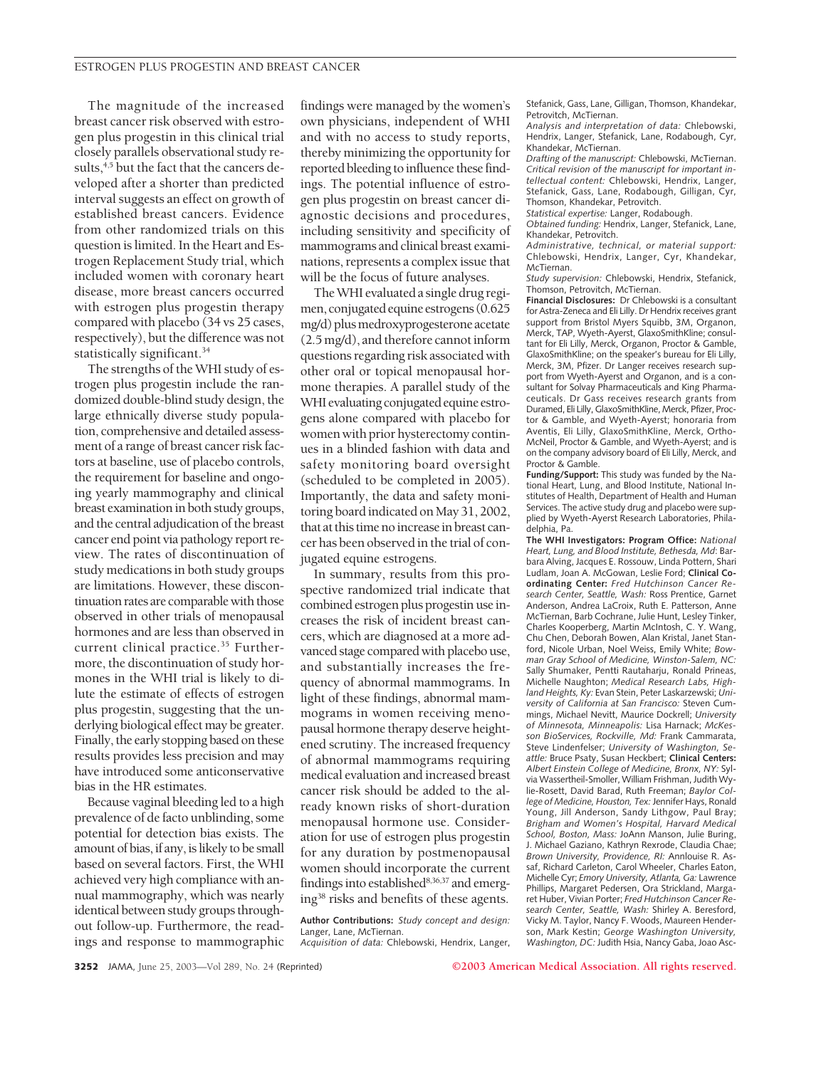The magnitude of the increased breast cancer risk observed with estrogen plus progestin in this clinical trial closely parallels observational study results,[4,5] but the fact that the cancers developed after a shorter than predicted interval suggests an effect on growth of established breast cancers. Evidence from other randomized trials on this question is limited. In the Heart and Estrogen Replacement Study trial, which included women with coronary heart disease, more breast cancers occurred with estrogen plus progestin therapy compared with placebo (34 vs 25 cases, respectively), but the difference was not statistically significant.[34]

The strengths of the WHI study of estrogen plus progestin include the randomized double-blind study design, the large ethnically diverse study population, comprehensive and detailed assessment of a range of breast cancer risk factors at baseline, use of placebo controls, the requirement for baseline and ongoing yearly mammography and clinical breast examination in both study groups, and the central adjudication of the breast cancer end point via pathology report review. The rates of discontinuation of study medications in both study groups are limitations. However, these discontinuation rates are comparable with those observed in other trials of menopausal hormones and are less than observed in current clinical practice.[35] Furthermore, the discontinuation of study hormones in the WHI trial is likely to dilute the estimate of effects of estrogen plus progestin, suggesting that the underlying biological effect may be greater. Finally, the early stopping based on these results provides less precision and may have introduced some anticonservative bias in the HR estimates.

Because vaginal bleeding led to a high prevalence of de facto unblinding, some potential for detection bias exists. The amount of bias, if any, is likely to be small based on several factors. First, the WHI achieved very high compliance with annual mammography, which was nearly identical between study groups throughout follow-up. Furthermore, the readings and response to mammographic findings were managed by the women's own physicians, independent of WHI and with no access to study reports, thereby minimizing the opportunity for reported bleeding to influence these findings. The potential influence of estrogen plus progestin on breast cancer diagnostic decisions and procedures, including sensitivity and specificity of mammograms and clinical breast examinations, represents a complex issue that will be the focus of future analyses.

The WHI evaluated a single drug regimen, conjugated equine estrogens (0.625 mg/d) plus medroxyprogesterone acetate (2.5 mg/d), and therefore cannot inform questions regarding risk associated with other oral or topical menopausal hormone therapies. A parallel study of the WHI evaluating conjugated equine estrogens alone compared with placebo for women with prior hysterectomy continues in a blinded fashion with data and safety monitoring board oversight (scheduled to be completed in 2005). Importantly, the data and safety monitoring board indicated on May 31, 2002, that at this time no increase in breast cancer has been observed in the trial of conjugated equine estrogens.

In summary, results from this prospective randomized trial indicate that combined estrogen plus progestin use increases the risk of incident breast cancers, which are diagnosed at a more advanced stage compared with placebo use, and substantially increases the frequency of abnormal mammograms. In light of these findings, abnormal mammograms in women receiving menopausal hormone therapy deserve heightened scrutiny. The increased frequency of abnormal mammograms requiring medical evaluation and increased breast cancer risk should be added to the already known risks of short-duration menopausal hormone use. Consideration for use of estrogen plus progestin for any duration by postmenopausal women should incorporate the current findings into established[8,36,37] and emerging[38] risks and benefits of these agents.

**Author Contributions:** *Study concept and design:* Langer, Lane, McTiernan.
*Acquisition of data:* Chlebowski, Hendrix, Langer, Stefanick, Gass, Lane, Gilligan, Thomson, Khandekar, Petrovitch, McTiernan.
*Analysis and interpretation of data:* Chlebowski, Hendrix, Langer, Stefanick, Lane, Rodabough, Cyr, Khandekar, McTiernan.
*Drafting of the manuscript:* Chlebowski, McTiernan.
*Critical revision of the manuscript for important intellectual content:* Chlebowski, Hendrix, Langer, Stefanick, Gass, Lane, Rodabough, Gilligan, Cyr, Thomson, Khandekar, Petrovitch.
*Statistical expertise:* Langer, Rodabough.
*Obtained funding:* Hendrix, Langer, Stefanick, Lane, Khandekar, Petrovitch.
*Administrative, technical, or material support:* Chlebowski, Hendrix, Langer, Cyr, Khandekar, McTiernan.
*Study supervision:* Chlebowski, Hendrix, Stefanick, Thomson, Petrovitch, McTiernan.

**Financial Disclosures:** Dr Chlebowski is a consultant for Astra-Zeneca and Eli Lilly. Dr Hendrix receives grant support from Bristol Myers Squibb, 3M, Organon, Merck, TAP, Wyeth-Ayerst, GlaxoSmithKline; consultant for Eli Lilly, Merck, Organon, Proctor & Gamble, GlaxoSmithKline; on the speaker's bureau for Eli Lilly, Merck, 3M, Pfizer. Dr Langer receives research support from Wyeth-Ayerst and Organon, and is a consultant for Solvay Pharmaceuticals and King Pharmaceuticals. Dr Gass receives research grants from Duramed, Eli Lilly, GlaxoSmithKline, Merck, Pfizer, Proctor & Gamble, and Wyeth-Ayerst; honoraria from Aventis, Eli Lilly, GlaxoSmithKline, Merck, Ortho-McNeil, Proctor & Gamble, and Wyeth-Ayerst; and is on the company advisory board of Eli Lilly, Merck, and Proctor & Gamble.

**Funding/Support:** This study was funded by the National Heart, Lung, and Blood Institute, National Institutes of Health, Department of Health and Human Services. The active study drug and placebo were supplied by Wyeth-Ayerst Research Laboratories, Philadelphia, Pa.

**The WHI Investigators: Program Office:** *National Heart, Lung, and Blood Institute, Bethesda, Md:* Barbara Alving, Jacques E. Rossouw, Linda Pottern, Shari Ludlam, Joan A. McGowan, Leslie Ford; **Clinical Coordinating Center:** *Fred Hutchinson Cancer Research Center, Seattle, Wash:* Ross Prentice, Garnet Anderson, Andrea LaCroix, Ruth E. Patterson, Anne McTiernan, Barb Cochrane, Julie Hunt, Lesley Tinker, Charles Kooperberg, Martin McIntosh, C. Y. Wang, Chu Chen, Deborah Bowen, Alan Kristal, Janet Stanford, Nicole Urban, Noel Weiss, Emily White; *Bowman Gray School of Medicine, Winston-Salem, NC:* Sally Shumaker, Pentti Rautaharju, Ronald Prineas, Michelle Naughton; *Medical Research Labs, Highland Heights, Ky:* Evan Stein, Peter Laskarzewski; *University of California at San Francisco:* Steven Cummings, Michael Nevitt, Maurice Dockrell; *University of Minnesota, Minneapolis:* Lisa Harnack; *McKesson BioServices, Rockville, Md:* Frank Cammarata, Steve Lindenfelser; *University of Washington, Seattle:* Bruce Psaty, Susan Heckbert; **Clinical Centers:** *Albert Einstein College of Medicine, Bronx, NY:* Sylvia Wassertheil-Smoller, William Frishman, Judith Wylie-Rosett, David Barad, Ruth Freeman; *Baylor College of Medicine, Houston, Tex:* Jennifer Hays, Ronald Young, Jill Anderson, Sandy Lithgow, Paul Bray; *Brigham and Women's Hospital, Harvard Medical School, Boston, Mass:* JoAnn Manson, Julie Buring, J. Michael Gaziano, Kathryn Rexrode, Claudia Chae; *Brown University, Providence, RI:* Annlouise R. Assaf, Richard Carleton, Carol Wheeler, Charles Eaton, Michelle Cyr; *Emory University, Atlanta, Ga:* Lawrence Phillips, Margaret Pedersen, Ora Strickland, Margaret Huber, Vivian Porter; *Fred Hutchinson Cancer Research Center, Seattle, Wash:* Shirley A. Beresford, Vicky M. Taylor, Nancy F. Woods, Maureen Henderson, Mark Kestin; *George Washington University, Washington, DC:* Judith Hsia, Nancy Gaba, Joao Asc-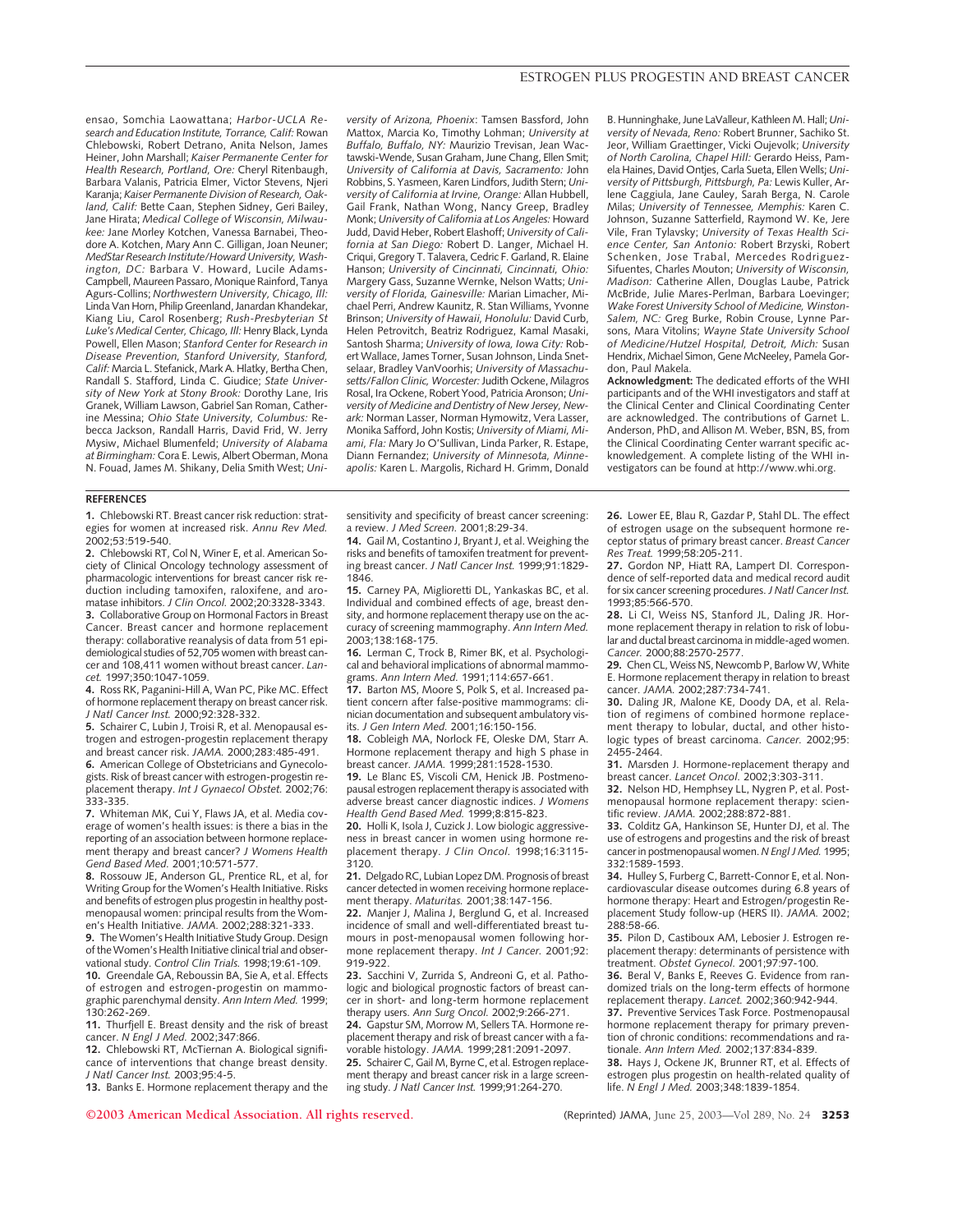ensao, Somchia Laowattana; *Harbor-UCLA Research and Education Institute, Torrance, Calif:* Rowan Chlebowski, Robert Detrano, Anita Nelson, James Heiner, John Marshall; *Kaiser Permanente Center for Health Research, Portland, Ore:* Cheryl Ritenbaugh, Barbara Valanis, Patricia Elmer, Victor Stevens, Njeri Karanja; *Kaiser Permanente Division of Research, Oakland, Calif:* Bette Caan, Stephen Sidney, Geri Bailey, Jane Hirata; *Medical College of Wisconsin, Milwaukee:* Jane Morley Kotchen, Vanessa Barnabei, Theodore A. Kotchen, Mary Ann C. Gilligan, Joan Neuner; *MedStar Research Institute/Howard University, Washington, DC:* Barbara V. Howard, Lucile Adams-Campbell, Maureen Passaro, Monique Rainford, Tanya Agurs-Collins; *Northwestern University, Chicago, Ill:* Linda Van Horn, Philip Greenland, Janardan Khandekar, Kiang Liu, Carol Rosenberg; *Rush-Presbyterian St Luke's Medical Center, Chicago, Ill:* Henry Black, Lynda Powell, Ellen Mason; *Stanford Center for Research in Disease Prevention, Stanford University, Stanford, Calif:* Marcia L. Stefanick, Mark A. Hlatky, Bertha Chen, Randall S. Stafford, Linda C. Giudice; *State University of New York at Stony Brook:* Dorothy Lane, Iris Granek, William Lawson, Gabriel San Roman, Catherine Messina; *Ohio State University, Columbus:* Rebecca Jackson, Randall Harris, David Frid, W. Jerry Mysiw, Michael Blumenfeld; *University of Alabama at Birmingham:* Cora E. Lewis, Albert Oberman, Mona N. Fouad, James M. Shikany, Delia Smith West; *University of Arizona, Phoenix*: Tamsen Bassford, John Mattox, Marcia Ko, Timothy Lohman; *University at Buffalo, Buffalo, NY:* Maurizio Trevisan, Jean Wactawski-Wende, Susan Graham, June Chang, Ellen Smit; *University of California at Davis, Sacramento:* John Robbins, S. Yasmeen, Karen Lindfors, Judith Stern; *University of California at Irvine, Orange:* Allan Hubbell, Gail Frank, Nathan Wong, Nancy Greep, Bradley Monk; *University of California at Los Angeles:* Howard Judd, David Heber, Robert Elashoff; *University of California at San Diego:* Robert D. Langer, Michael H. Criqui, Gregory T. Talavera, Cedric F. Garland, R. Elaine Hanson; *University of Cincinnati, Cincinnati, Ohio:* Margery Gass, Suzanne Wernke, Nelson Watts; *University of Florida, Gainesville:* Marian Limacher, Michael Perri, Andrew Kaunitz, R. Stan Williams, Yvonne Brinson; *University of Hawaii, Honolulu:* David Curb, Helen Petrovitch, Beatriz Rodriguez, Kamal Masaki, Santosh Sharma; *University of Iowa, Iowa City:* Robert Wallace, James Torner, Susan Johnson, Linda Snetselaar, Bradley VanVoorhis; *University of Massachusetts/Fallon Clinic, Worcester:* Judith Ockene, Milagros Rosal, Ira Ockene, Robert Yood, Patricia Aronson; *University of Medicine and Dentistry of New Jersey, Newark:* Norman Lasser, Norman Hymowitz, Vera Lasser, Monika Safford, John Kostis; *University of Miami, Miami, Fla:* Mary Jo O'Sullivan, Linda Parker, R. Estape, Diann Fernandez; *University of Minnesota, Minneapolis:* Karen L. Margolis, Richard H. Grimm, Donald B. Hunninghake, June LaValleur, Kathleen M. Hall; *University of Nevada, Reno:* Robert Brunner, Sachiko St. Jeor, William Graettinger, Vicki Oujevolk; *University of North Carolina, Chapel Hill:* Gerardo Heiss, Pamela Haines, David Ontjes, Carla Sueta, Ellen Wells; *University of Pittsburgh, Pittsburgh, Pa:* Lewis Kuller, Arlene Caggiula, Jane Cauley, Sarah Berga, N. Carole Milas; *University of Tennessee, Memphis:* Karen C. Johnson, Suzanne Satterfield, Raymond W. Ke, Jere Vile, Fran Tylavsky; *University of Texas Health Science Center, San Antonio:* Robert Brzyski, Robert Schenken, Jose Trabal, Mercedes Rodriguez-Sifuentes, Charles Mouton; *University of Wisconsin, Madison:* Catherine Allen, Douglas Laube, Patrick McBride, Julie Mares-Perlman, Barbara Loevinger; *Wake Forest University School of Medicine, Winston-Salem, NC:* Greg Burke, Robin Crouse, Lynne Parsons, Mara Vitolins; *Wayne State University School of Medicine/Hutzel Hospital, Detroit, Mich:* Susan Hendrix, Michael Simon, Gene McNeeley, Pamela Gordon, Paul Makela.

**Acknowledgment:** The dedicated efforts of the WHI participants and of the WHI investigators and staff at the Clinical Center and Clinical Coordinating Center are acknowledged. The contributions of Garnet L. Anderson, PhD, and Allison M. Weber, BSN, BS, from the Clinical Coordinating Center warrant specific acknowledgement. A complete listing of the WHI investigators can be found at http://www.whi.org.

## REFERENCES

1. Chlebowski RT. Breast cancer risk reduction: strategies for women at increased risk. *Annu Rev Med.* 2002;53:519-540.
2. Chlebowski RT, Col N, Winer E, et al. American Society of Clinical Oncology technology assessment of pharmacologic interventions for breast cancer risk reduction including tamoxifen, raloxifene, and aromatase inhibitors. *J Clin Oncol.* 2002;20:3328-3343.
3. Collaborative Group on Hormonal Factors in Breast Cancer. Breast cancer and hormone replacement therapy: collaborative reanalysis of data from 51 epidemiological studies of 52,705 women with breast cancer and 108,411 women without breast cancer. *Lancet.* 1997;350:1047-1059.
4. Ross RK, Paganini-Hill A, Wan PC, Pike MC. Effect of hormone replacement therapy on breast cancer risk. *J Natl Cancer Inst.* 2000;92:328-332.
5. Schairer C, Lubin J, Troisi R, et al. Menopausal estrogen and estrogen-progestin replacement therapy and breast cancer risk. *JAMA.* 2000;283:485-491.
6. American College of Obstetricians and Gynecologists. Risk of breast cancer with estrogen-progestin replacement therapy. *Int J Gynaecol Obstet.* 2002;76:333-335.
7. Whiteman MK, Cui Y, Flaws JA, et al. Media coverage of women's health issues: is there a bias in the reporting of an association between hormone replacement therapy and breast cancer? *J Womens Health Gend Based Med.* 2001;10:571-577.
8. Rossouw JE, Anderson GL, Prentice RL, et al, for Writing Group for the Women's Health Initiative. Risks and benefits of estrogen plus progestin in healthy postmenopausal women: principal results from the Women's Health Initiative. *JAMA.* 2002;288:321-333.
9. The Women's Health Initiative Study Group. Design of the Women's Health Initiative clinical trial and observational study. *Control Clin Trials.* 1998;19:61-109.
10. Greendale GA, Reboussin BA, Sie A, et al. Effects of estrogen and estrogen-progestin on mammographic parenchymal density. *Ann Intern Med.* 1999;130:262-269.
11. Thurfjell E. Breast density and the risk of breast cancer. *N Engl J Med.* 2002;347:866.
12. Chlebowski RT, McTiernan A. Biological significance of interventions that change breast density. *J Natl Cancer Inst.* 2003;95:4-5.
13. Banks E. Hormone replacement therapy and the sensitivity and specificity of breast cancer screening: a review. *J Med Screen.* 2001;8:29-34.
14. Gail M, Costantino J, Bryant J, et al. Weighing the risks and benefits of tamoxifen treatment for preventing breast cancer. *J Natl Cancer Inst.* 1999;91:1829-1846.
15. Carney PA, Miglioretti DL, Yankaskas BC, et al. Individual and combined effects of age, breast density, and hormone replacement therapy use on the accuracy of screening mammography. *Ann Intern Med.* 2003;138:168-175.
16. Lerman C, Trock B, Rimer BK, et al. Psychological and behavioral implications of abnormal mammograms. *Ann Intern Med.* 1991;114:657-661.
17. Barton MS, Moore S, Polk S, et al. Increased patient concern after false-positive mammograms: clinician documentation and subsequent ambulatory visits. *J Gen Intern Med.* 2001;16:150-156.
18. Cobleigh MA, Norlock FE, Oleske DM, Starr A. Hormone replacement therapy and high S phase in breast cancer. *JAMA.* 1999;281:1528-1530.
19. Le Blanc ES, Viscoli CM, Henick JB. Postmenopausal estrogen replacement therapy is associated with adverse breast cancer diagnostic indices. *J Womens Health Gend Based Med.* 1999;8:815-823.
20. Holli K, Isola J, Cuzick J. Low biologic aggressiveness in breast cancer in women using hormone replacement therapy. *J Clin Oncol.* 1998;16:3115-3120.
21. Delgado RC, Lubian Lopez DM. Prognosis of breast cancer detected in women receiving hormone replacement therapy. *Maturitas.* 2001;38:147-156.
22. Manjer J, Malina J, Berglund G, et al. Increased incidence of small and well-differentiated breast tumours in post-menopausal women following hormone replacement therapy. *Int J Cancer.* 2001;92:919-922.
23. Sacchini V, Zurrida S, Andreoni G, et al. Pathologic and biological prognostic factors of breast cancer in short- and long-term hormone replacement therapy users. *Ann Surg Oncol.* 2002;9:266-271.
24. Gapstur SM, Morrow M, Sellers TA. Hormone replacement therapy and risk of breast cancer with a favorable histology. *JAMA.* 1999;281:2091-2097.
25. Schairer C, Gail M, Byrne C, et al. Estrogen replacement therapy and breast cancer risk in a large screening study. *J Natl Cancer Inst.* 1999;91:264-270.
26. Lower EE, Blau R, Gazdar P, Stahl DL. The effect of estrogen usage on the subsequent hormone receptor status of primary breast cancer. *Breast Cancer Res Treat.* 1999;58:205-211.
27. Gordon NP, Hiatt RA, Lampert DI. Correspondence of self-reported data and medical record audit for six cancer screening procedures. *J Natl Cancer Inst.* 1993;85:566-570.
28. Li CI, Weiss NS, Stanford JL, Daling JR. Hormone replacement therapy in relation to risk of lobular and ductal breast carcinoma in middle-aged women. *Cancer.* 2000;88:2570-2577.
29. Chen CL, Weiss NS, Newcomb P, Barlow W, White E. Hormone replacement therapy in relation to breast cancer. *JAMA.* 2002;287:734-741.
30. Daling JR, Malone KE, Doody DA, et al. Relation of regimens of combined hormone replacement therapy to lobular, ductal, and other histologic types of breast carcinoma. *Cancer.* 2002;95:2455-2464.
31. Marsden J. Hormone-replacement therapy and breast cancer. *Lancet Oncol.* 2002;3:303-311.
32. Nelson HD, Hemphsey LL, Nygren P, et al. Postmenopausal hormone replacement therapy: scientific review. *JAMA.* 2002;288:872-881.
33. Colditz GA, Hankinson SE, Hunter DJ, et al. The use of estrogens and progestins and the risk of breast cancer in postmenopausal women. *N Engl J Med.* 1995;332:1589-1593.
34. Hulley S, Furberg C, Barrett-Connor E, et al. Noncardiovascular disease outcomes during 6.8 years of hormone therapy: Heart and Estrogen/progestin Replacement Study follow-up (HERS II). *JAMA.* 2002;288:58-66.
35. Pilon D, Castiboux AM, Lebosier J. Estrogen replacement therapy: determinants of persistence with treatment. *Obstet Gynecol.* 2001;97:97-100.
36. Beral V, Banks E, Reeves G. Evidence from randomized trials on the long-term effects of hormone replacement therapy. *Lancet.* 2002;360:942-944.
37. Preventive Services Task Force. Postmenopausal hormone replacement therapy for primary prevention of chronic conditions: recommendations and rationale. *Ann Intern Med.* 2002;137:834-839.
38. Hays J, Ockene JK, Brunner RT, et al. Effects of estrogen plus progestin on health-related quality of life. *N Engl J Med.* 2003;348:1839-1854.